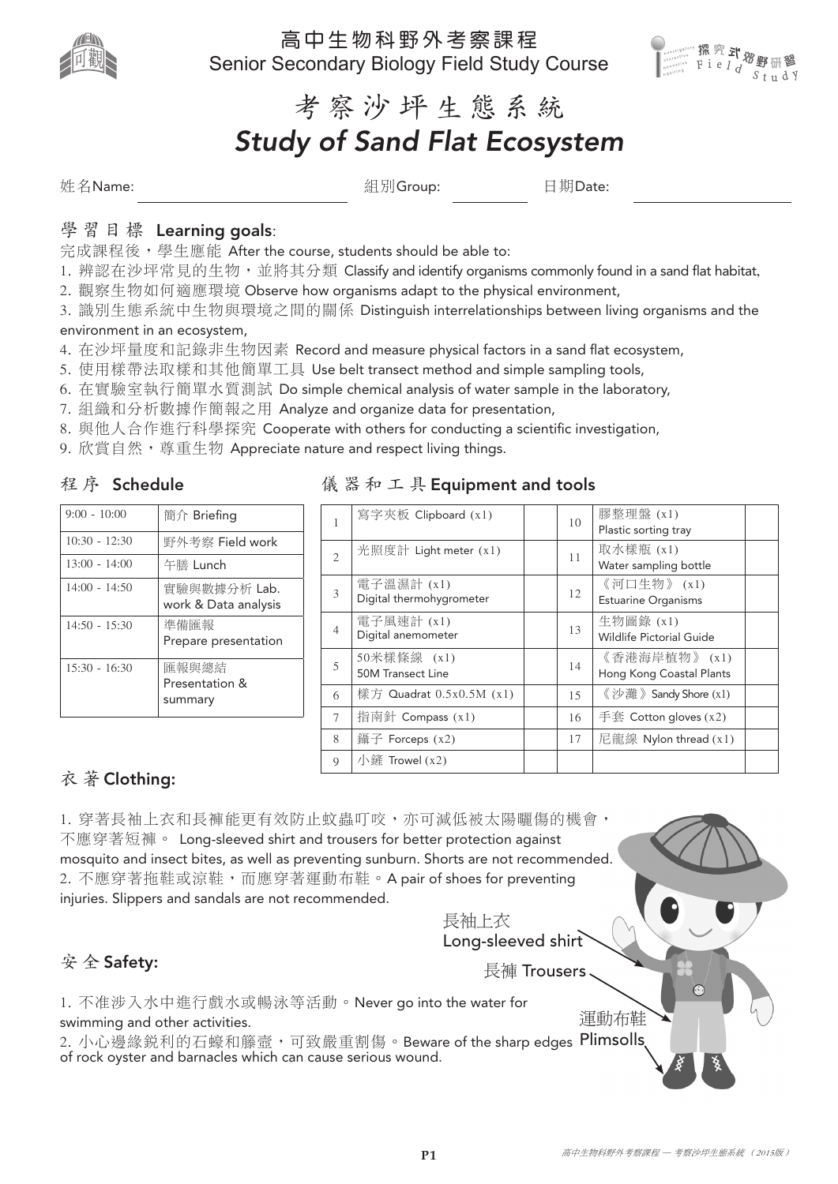# 高中生物科野外考察課程
Senior Secondary Biology Field Study Course

# 考察沙坪生態系統
## *Study of Sand Flat Ecosystem*

姓名Name: ______________ 組別Group: ________ 日期Date: ____________

## 學習目標 Learning goals:

完成課程後，學生應能 After the course, students should be able to:

1. 辨認在沙坪常見的生物，並將其分類 Classify and identify organisms commonly found in a sand flat habitat,
2. 觀察生物如何適應環境 Observe how organisms adapt to the physical environment,
3. 識別生態系統中生物與環境之間的關係 Distinguish interrelationships between living organisms and the environment in an ecosystem,
4. 在沙坪量度和記錄非生物因素 Record and measure physical factors in a sand flat ecosystem,
5. 使用樣帶法取樣和其他簡單工具 Use belt transect method and simple sampling tools,
6. 在實驗室執行簡單水質測試 Do simple chemical analysis of water sample in the laboratory,
7. 組織和分析數據作簡報之用 Analyze and organize data for presentation,
8. 與他人合作進行科學探究 Cooperate with others for conducting a scientific investigation,
9. 欣賞自然，尊重生物 Appreciate nature and respect living things.

## 程序 Schedule

| | |
|---|---|
| 9:00 - 10:00 | 簡介 Briefing |
| 10:30 - 12:30 | 野外考察 Field work |
| 13:00 - 14:00 | 午膳 Lunch |
| 14:00 - 14:50 | 實驗與數據分析 Lab. work & Data analysis |
| 14:50 - 15:30 | 準備匯報 Prepare presentation |
| 15:30 - 16:30 | 匯報與總結 Presentation & summary |

## 儀器和工具 Equipment and tools

| | | | | | |
|---|---|---|---|---|---|
| 1 | 寫字夾板 Clipboard (x1) | | 10 | 膠整理盤 (x1) Plastic sorting tray | |
| 2 | 光照度計 Light meter (x1) | | 11 | 取水樣瓶 (x1) Water sampling bottle | |
| 3 | 電子溫濕計 (x1) Digital thermohygrometer | | 12 | 《河口生物》 (x1) Estuarine Organisms | |
| 4 | 電子風速計 (x1) Digital anemometer | | 13 | 生物圖錄 (x1) Wildlife Pictorial Guide | |
| 5 | 50米樣條線 (x1) 50M Transect Line | | 14 | 《香港海岸植物》 (x1) Hong Kong Coastal Plants | |
| 6 | 樣方 Quadrat 0.5x0.5M (x1) | | 15 | 《沙灘》Sandy Shore (x1) | |
| 7 | 指南針 Compass (x1) | | 16 | 手套 Cotton gloves (x2) | |
| 8 | 鑷子 Forceps (x2) | | 17 | 尼龍線 Nylon thread (x1) | |
| 9 | 小鏟 Trowel (x2) | | | | |

## 衣著 Clothing:

1. 穿著長袖上衣和長褲能更有效防止蚊蟲叮咬，亦可減低被太陽曬傷的機會，不應穿著短褲。 Long-sleeved shirt and trousers for better protection against mosquito and insect bites, as well as preventing sunburn. Shorts are not recommended.
2. 不應穿著拖鞋或涼鞋，而應穿著運動布鞋。A pair of shoes for preventing injuries. Slippers and sandals are not recommended.

長袖上衣 Long-sleeved shirt

長褲 Trousers

運動布鞋 Plimsolls

## 安全 Safety:

1. 不准涉入水中進行戲水或暢泳等活動。Never go into the water for swimming and other activities.
2. 小心邊緣銳利的石蠔和籐壺，可致嚴重割傷。Beware of the sharp edges of rock oyster and barnacles which can cause serious wound.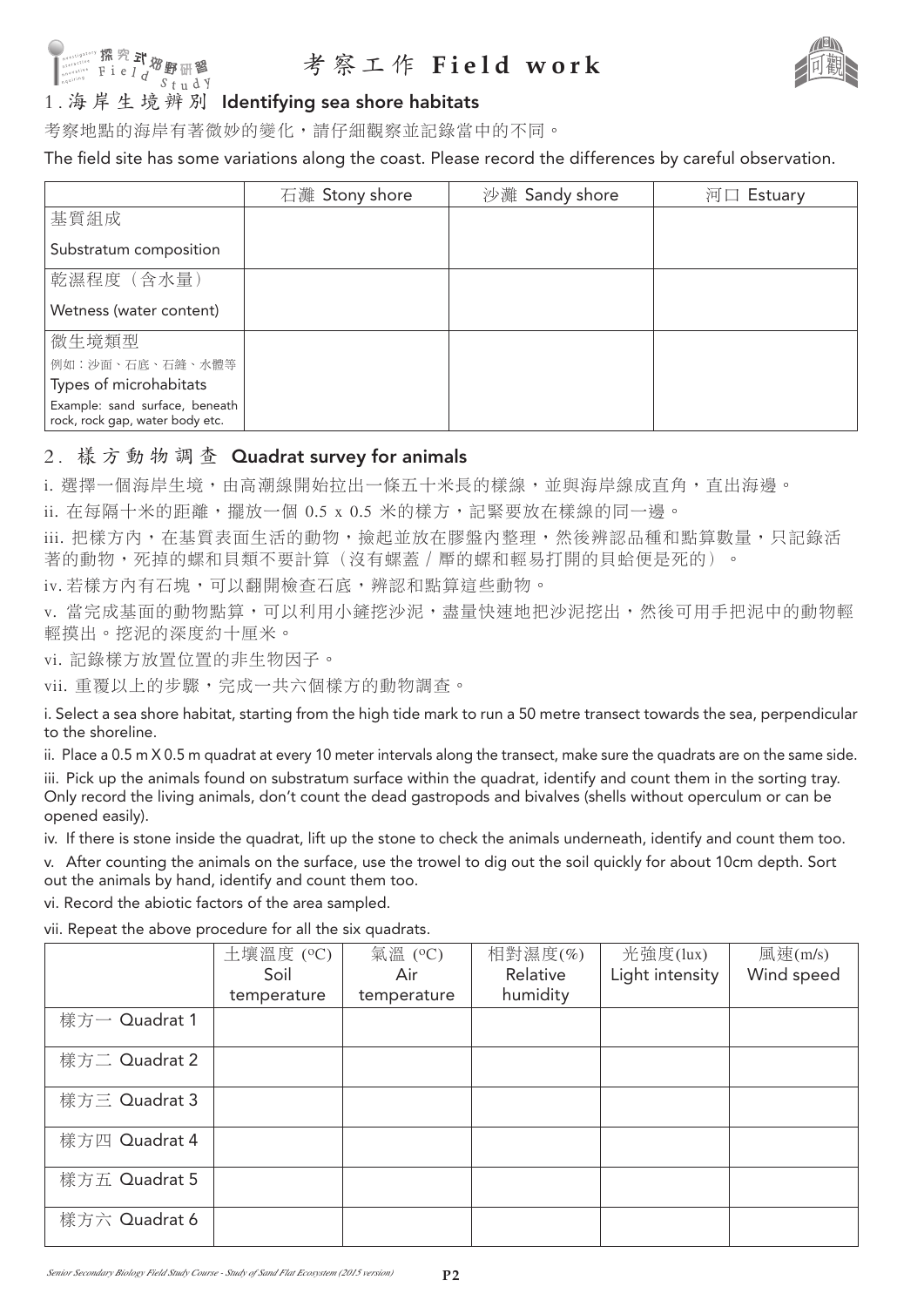# 考察工作 Field work

## 1. 海岸生境辨別 Identifying sea shore habitats

考察地點的海岸有著微妙的變化，請仔細觀察並記錄當中的不同。

The field site has some variations along the coast. Please record the differences by careful observation.

| | 石灘 Stony shore | 沙灘 Sandy shore | 河口 Estuary |
|---|---|---|---|
| 基質組成<br>Substratum composition | | | |
| 乾濕程度（含水量）<br>Wetness (water content) | | | |
| 微生境類型<br>例如：沙面、石底、石縫、水體等<br>Types of microhabitats<br>Example: sand surface, beneath rock, rock gap, water body etc. | | | |

## 2. 樣方動物調查 Quadrat survey for animals

i. 選擇一個海岸生境，由高潮線開始拉出一條五十米長的樣線，並與海岸線成直角，直出海邊。

ii. 在每隔十米的距離，擺放一個 0.5 x 0.5 米的樣方，記緊要放在樣線的同一邊。

iii. 把樣方內，在基質表面生活的動物，撿起並放在膠盤內整理，然後辨認品種和點算數量，只記錄活著的動物，死掉的螺和貝類不要計算（沒有螺蓋／厴的螺和輕易打開的貝蛤便是死的）。

iv. 若樣方內有石塊，可以翻開檢查石底，辨認和點算這些動物。

v. 當完成基面的動物點算，可以利用小鏟挖沙泥，盡量快速地把沙泥挖出，然後可用手把泥中的動物輕輕摸出。挖泥的深度約十厘米。

vi. 記錄樣方放置位置的非生物因子。

vii. 重覆以上的步驟，完成一共六個樣方的動物調查。

i. Select a sea shore habitat, starting from the high tide mark to run a 50 metre transect towards the sea, perpendicular to the shoreline.

ii. Place a 0.5 m X 0.5 m quadrat at every 10 meter intervals along the transect, make sure the quadrats are on the same side.

iii. Pick up the animals found on substratum surface within the quadrat, identify and count them in the sorting tray. Only record the living animals, don't count the dead gastropods and bivalves (shells without operculum or can be opened easily).

iv. If there is stone inside the quadrat, lift up the stone to check the animals underneath, identify and count them too.

v. After counting the animals on the surface, use the trowel to dig out the soil quickly for about 10cm depth. Sort out the animals by hand, identify and count them too.

vi. Record the abiotic factors of the area sampled.

vii. Repeat the above procedure for all the six quadrats.

| | 土壤溫度 (°C) Soil temperature | 氣溫 (°C) Air temperature | 相對濕度(%) Relative humidity | 光強度(lux) Light intensity | 風速(m/s) Wind speed |
|---|---|---|---|---|---|
| 樣方一 Quadrat 1 | | | | | |
| 樣方二 Quadrat 2 | | | | | |
| 樣方三 Quadrat 3 | | | | | |
| 樣方四 Quadrat 4 | | | | | |
| 樣方五 Quadrat 5 | | | | | |
| 樣方六 Quadrat 6 | | | | | |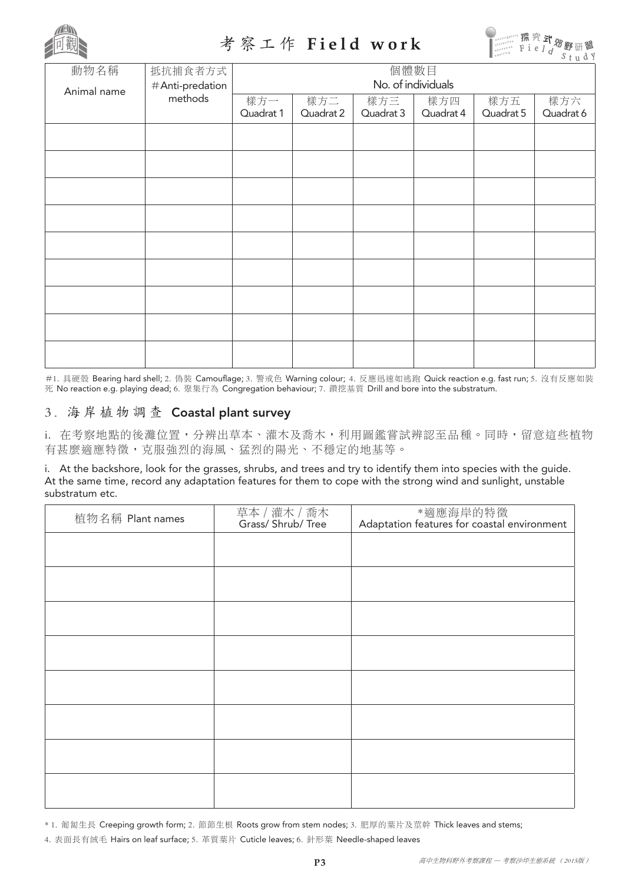# 考察工作 Field work

| 動物名稱 Animal name | 抵抗捕食者方式 #Anti-predation methods | 個體數目 No. of individuals | | | | | |
|---|---|---|---|---|---|---|---|
| | | 樣方一 Quadrat 1 | 樣方二 Quadrat 2 | 樣方三 Quadrat 3 | 樣方四 Quadrat 4 | 樣方五 Quadrat 5 | 樣方六 Quadrat 6 |
| | | | | | | | |
| | | | | | | | |
| | | | | | | | |
| | | | | | | | |
| | | | | | | | |
| | | | | | | | |
| | | | | | | | |
| | | | | | | | |
| | | | | | | | |

#1. 具硬殼 Bearing hard shell; 2. 偽裝 Camouflage; 3. 警戒色 Warning colour; 4. 反應迅速如逃跑 Quick reaction e.g. fast run; 5. 沒有反應如裝死 No reaction e.g. playing dead; 6. 聚集行為 Congregation behaviour; 7. 鑽挖基質 Drill and bore into the substratum.

## 3. 海岸植物調查 Coastal plant survey

i. 在考察地點的後灘位置，分辨出草本、灌木及喬木，利用圖鑑嘗試辨認至品種。同時，留意這些植物有甚麼適應特徵，克服強烈的海風、猛烈的陽光、不穩定的地基等。

i. At the backshore, look for the grasses, shrubs, and trees and try to identify them into species with the guide. At the same time, record any adaptation features for them to cope with the strong wind and sunlight, unstable substratum etc.

| 植物名稱 Plant names | 草本 / 灌木 / 喬木 Grass/ Shrub/ Tree | *適應海岸的特徵 Adaptation features for coastal environment |
|---|---|---|
| | | |
| | | |
| | | |
| | | |
| | | |
| | | |
| | | |
| | | |

* 1. 匍匐生長 Creeping growth form; 2. 節節生根 Roots grow from stem nodes; 3. 肥厚的葉片及莖幹 Thick leaves and stems;
4. 表面長有絨毛 Hairs on leaf surface; 5. 革質葉片 Cuticle leaves; 6. 針形葉 Needle-shaped leaves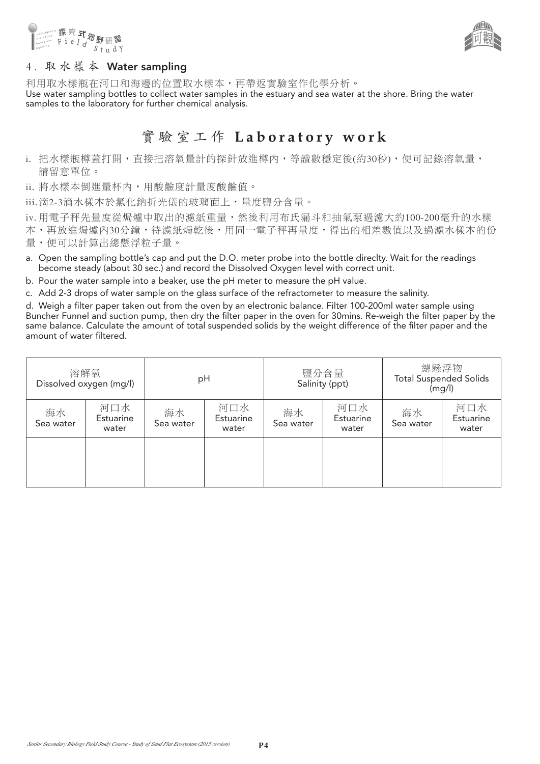## 4. 取水樣本 Water sampling

利用取水樣瓶在河口和海邊的位置取水樣本，再帶返實驗室作化學分析。
Use water sampling bottles to collect water samples in the estuary and sea water at the shore. Bring the water samples to the laboratory for further chemical analysis.

# 實驗室工作 Laboratory work

i. 把水樣瓶樽蓋打開，直接把溶氧量計的探針放進樽內，等讀數穩定後(約30秒)，便可記錄溶氧量，請留意單位。

ii. 將水樣本倒進量杯內，用酸鹼度計量度酸鹼值。

iii. 滴2-3滴水樣本於氯化鈉折光儀的玻璃面上，量度鹽分含量。

iv. 用電子秤先量度從焗爐中取出的濾紙重量，然後利用布氏漏斗和抽氣泵過濾大約100-200毫升的水樣本，再放進焗爐內30分鐘，待濾紙焗乾後，用同一電子秤再量度，得出的相差數值以及過濾水樣本的份量，便可以計算出總懸浮粒子量。

a. Open the sampling bottle's cap and put the D.O. meter probe into the bottle direclty. Wait for the readings become steady (about 30 sec.) and record the Dissolved Oxygen level with correct unit.

b. Pour the water sample into a beaker, use the pH meter to measure the pH value.

c. Add 2-3 drops of water sample on the glass surface of the refractometer to measure the salinity.

d. Weigh a filter paper taken out from the oven by an electronic balance. Filter 100-200ml water sample using Buncher Funnel and suction pump, then dry the filter paper in the oven for 30mins. Re-weigh the filter paper by the same balance. Calculate the amount of total suspended solids by the weight difference of the filter paper and the amount of water filtered.

| 溶解氧 Dissolved oxygen (mg/l) | | pH | | 鹽分含量 Salinity (ppt) | | 總懸浮物 Total Suspended Solids (mg/l) | |
|---|---|---|---|---|---|---|---|
| 海水 Sea water | 河口水 Estuarine water | 海水 Sea water | 河口水 Estuarine water | 海水 Sea water | 河口水 Estuarine water | 海水 Sea water | 河口水 Estuarine water |
| | | | | | | | |